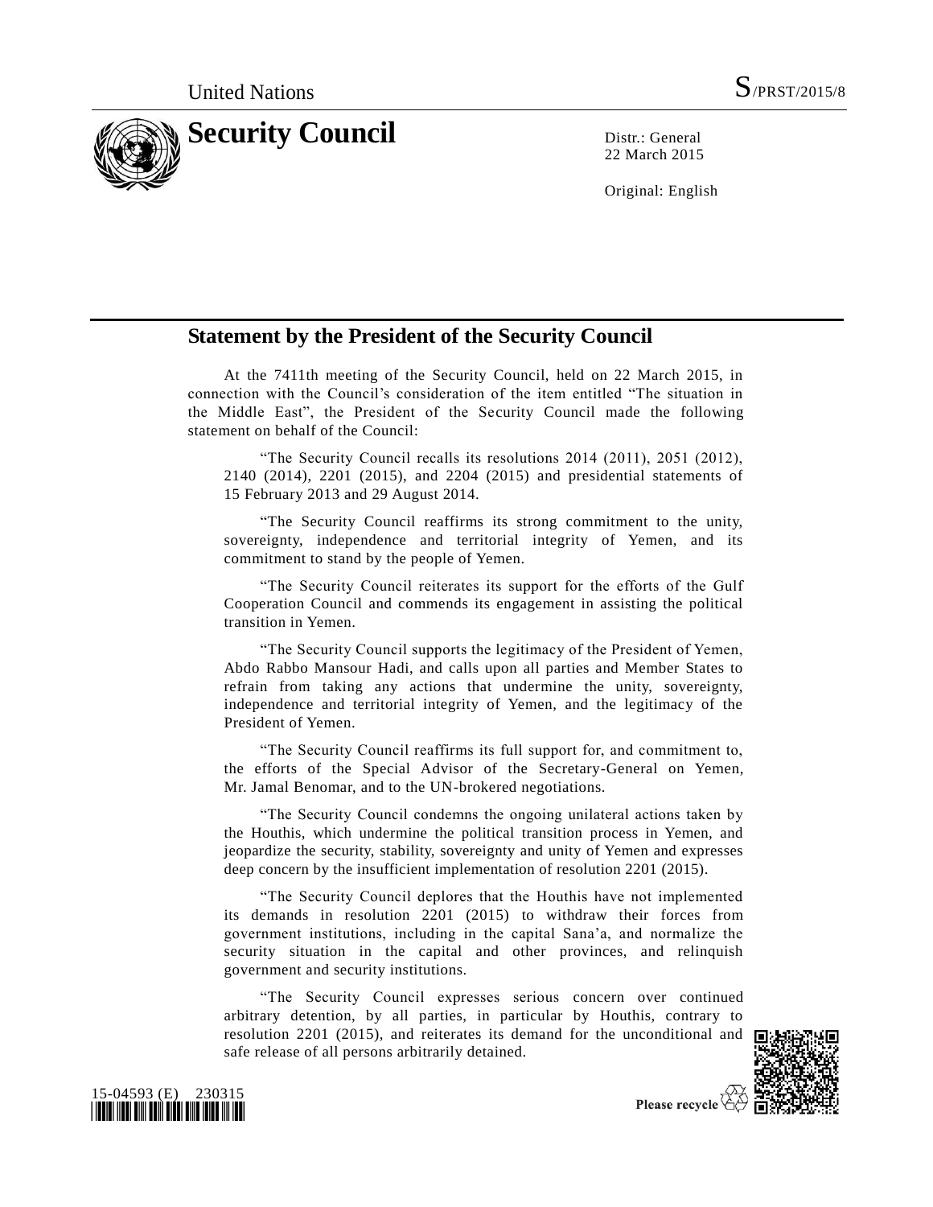United Nations S/PRST/2015/8

# Security Council

Distr.: General
22 March 2015

Original: English

## Statement by the President of the Security Council

At the 7411th meeting of the Security Council, held on 22 March 2015, in connection with the Council's consideration of the item entitled "The situation in the Middle East", the President of the Security Council made the following statement on behalf of the Council:

"The Security Council recalls its resolutions 2014 (2011), 2051 (2012), 2140 (2014), 2201 (2015), and 2204 (2015) and presidential statements of 15 February 2013 and 29 August 2014.

"The Security Council reaffirms its strong commitment to the unity, sovereignty, independence and territorial integrity of Yemen, and its commitment to stand by the people of Yemen.

"The Security Council reiterates its support for the efforts of the Gulf Cooperation Council and commends its engagement in assisting the political transition in Yemen.

"The Security Council supports the legitimacy of the President of Yemen, Abdo Rabbo Mansour Hadi, and calls upon all parties and Member States to refrain from taking any actions that undermine the unity, sovereignty, independence and territorial integrity of Yemen, and the legitimacy of the President of Yemen.

"The Security Council reaffirms its full support for, and commitment to, the efforts of the Special Advisor of the Secretary-General on Yemen, Mr. Jamal Benomar, and to the UN-brokered negotiations.

"The Security Council condemns the ongoing unilateral actions taken by the Houthis, which undermine the political transition process in Yemen, and jeopardize the security, stability, sovereignty and unity of Yemen and expresses deep concern by the insufficient implementation of resolution 2201 (2015).

"The Security Council deplores that the Houthis have not implemented its demands in resolution 2201 (2015) to withdraw their forces from government institutions, including in the capital Sana'a, and normalize the security situation in the capital and other provinces, and relinquish government and security institutions.

"The Security Council expresses serious concern over continued arbitrary detention, by all parties, in particular by Houthis, contrary to resolution 2201 (2015), and reiterates its demand for the unconditional and safe release of all persons arbitrarily detained.

15-04593 (E) 230315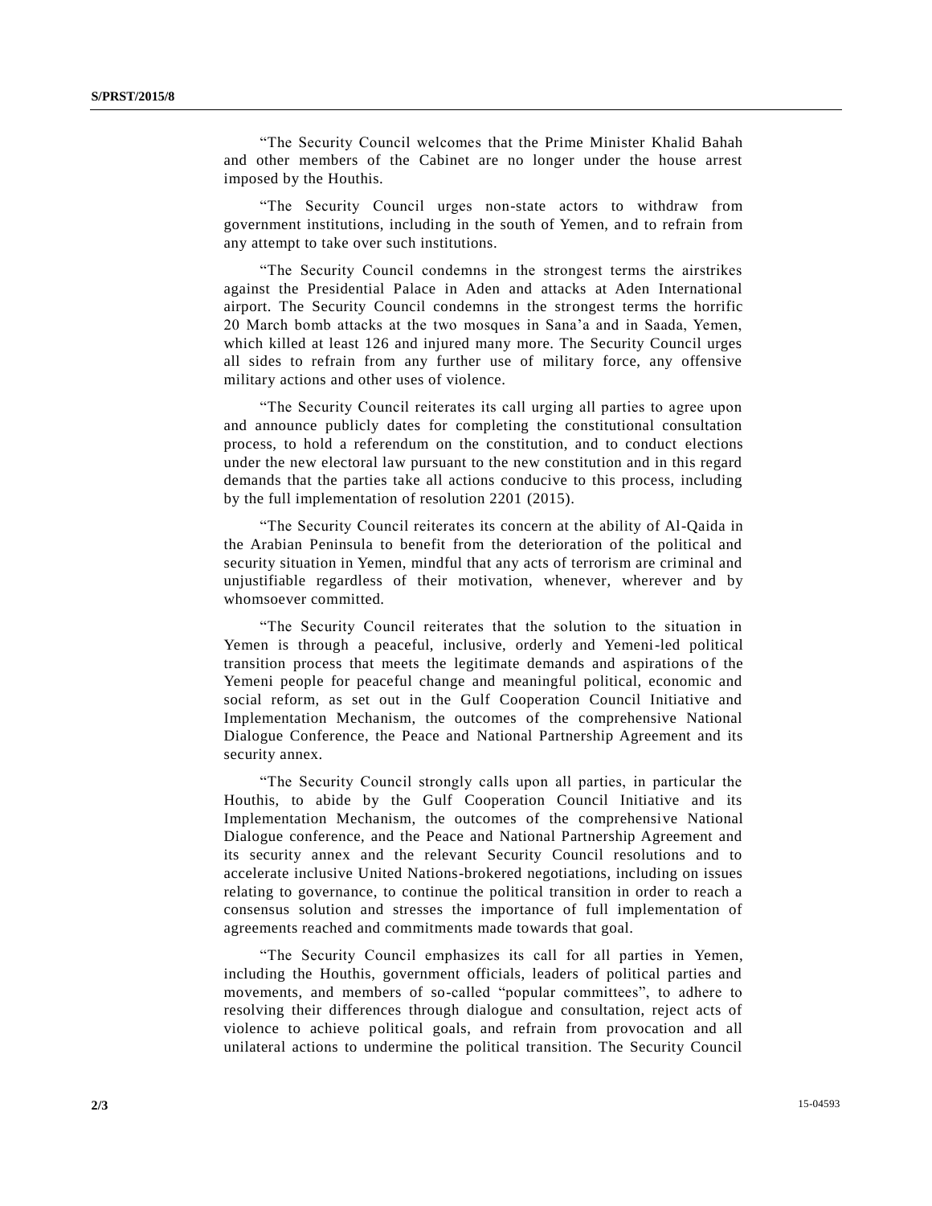"The Security Council welcomes that the Prime Minister Khalid Bahah and other members of the Cabinet are no longer under the house arrest imposed by the Houthis.

"The Security Council urges non-state actors to withdraw from government institutions, including in the south of Yemen, and to refrain from any attempt to take over such institutions.

"The Security Council condemns in the strongest terms the airstrikes against the Presidential Palace in Aden and attacks at Aden International airport. The Security Council condemns in the strongest terms the horrific 20 March bomb attacks at the two mosques in Sana'a and in Saada, Yemen, which killed at least 126 and injured many more. The Security Council urges all sides to refrain from any further use of military force, any offensive military actions and other uses of violence.

"The Security Council reiterates its call urging all parties to agree upon and announce publicly dates for completing the constitutional consultation process, to hold a referendum on the constitution, and to conduct elections under the new electoral law pursuant to the new constitution and in this regard demands that the parties take all actions conducive to this process, including by the full implementation of resolution 2201 (2015).

"The Security Council reiterates its concern at the ability of Al-Qaida in the Arabian Peninsula to benefit from the deterioration of the political and security situation in Yemen, mindful that any acts of terrorism are criminal and unjustifiable regardless of their motivation, whenever, wherever and by whomsoever committed.

"The Security Council reiterates that the solution to the situation in Yemen is through a peaceful, inclusive, orderly and Yemeni-led political transition process that meets the legitimate demands and aspirations of the Yemeni people for peaceful change and meaningful political, economic and social reform, as set out in the Gulf Cooperation Council Initiative and Implementation Mechanism, the outcomes of the comprehensive National Dialogue Conference, the Peace and National Partnership Agreement and its security annex.

"The Security Council strongly calls upon all parties, in particular the Houthis, to abide by the Gulf Cooperation Council Initiative and its Implementation Mechanism, the outcomes of the comprehensive National Dialogue conference, and the Peace and National Partnership Agreement and its security annex and the relevant Security Council resolutions and to accelerate inclusive United Nations-brokered negotiations, including on issues relating to governance, to continue the political transition in order to reach a consensus solution and stresses the importance of full implementation of agreements reached and commitments made towards that goal.

"The Security Council emphasizes its call for all parties in Yemen, including the Houthis, government officials, leaders of political parties and movements, and members of so-called "popular committees", to adhere to resolving their differences through dialogue and consultation, reject acts of violence to achieve political goals, and refrain from provocation and all unilateral actions to undermine the political transition. The Security Council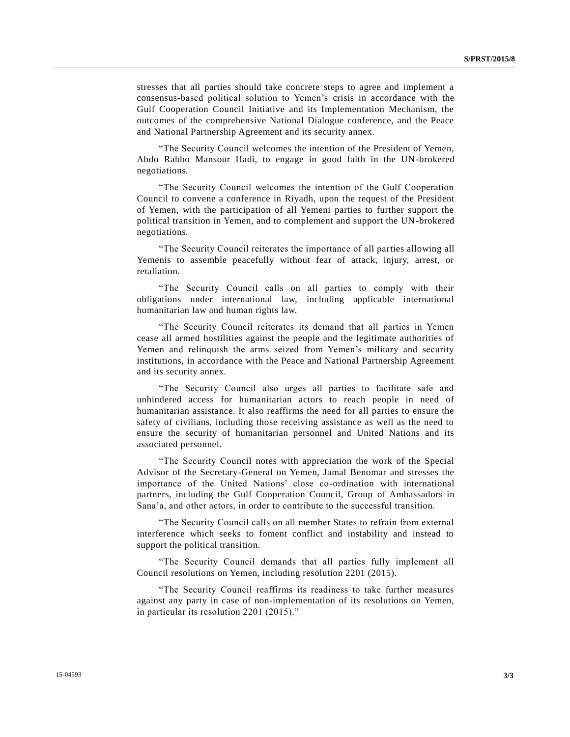stresses that all parties should take concrete steps to agree and implement a consensus-based political solution to Yemen's crisis in accordance with the Gulf Cooperation Council Initiative and its Implementation Mechanism, the outcomes of the comprehensive National Dialogue conference, and the Peace and National Partnership Agreement and its security annex.

"The Security Council welcomes the intention of the President of Yemen, Abdo Rabbo Mansour Hadi, to engage in good faith in the UN-brokered negotiations.

"The Security Council welcomes the intention of the Gulf Cooperation Council to convene a conference in Riyadh, upon the request of the President of Yemen, with the participation of all Yemeni parties to further support the political transition in Yemen, and to complement and support the UN-brokered negotiations.

"The Security Council reiterates the importance of all parties allowing all Yemenis to assemble peacefully without fear of attack, injury, arrest, or retaliation.

"The Security Council calls on all parties to comply with their obligations under international law, including applicable international humanitarian law and human rights law.

"The Security Council reiterates its demand that all parties in Yemen cease all armed hostilities against the people and the legitimate authorities of Yemen and relinquish the arms seized from Yemen's military and security institutions, in accordance with the Peace and National Partnership Agreement and its security annex.

"The Security Council also urges all parties to facilitate safe and unhindered access for humanitarian actors to reach people in need of humanitarian assistance. It also reaffirms the need for all parties to ensure the safety of civilians, including those receiving assistance as well as the need to ensure the security of humanitarian personnel and United Nations and its associated personnel.

"The Security Council notes with appreciation the work of the Special Advisor of the Secretary-General on Yemen, Jamal Benomar and stresses the importance of the United Nations' close co-ordination with international partners, including the Gulf Cooperation Council, Group of Ambassadors in Sana'a, and other actors, in order to contribute to the successful transition.

"The Security Council calls on all member States to refrain from external interference which seeks to foment conflict and instability and instead to support the political transition.

"The Security Council demands that all parties fully implement all Council resolutions on Yemen, including resolution 2201 (2015).

"The Security Council reaffirms its readiness to take further measures against any party in case of non-implementation of its resolutions on Yemen, in particular its resolution 2201 (2015)."